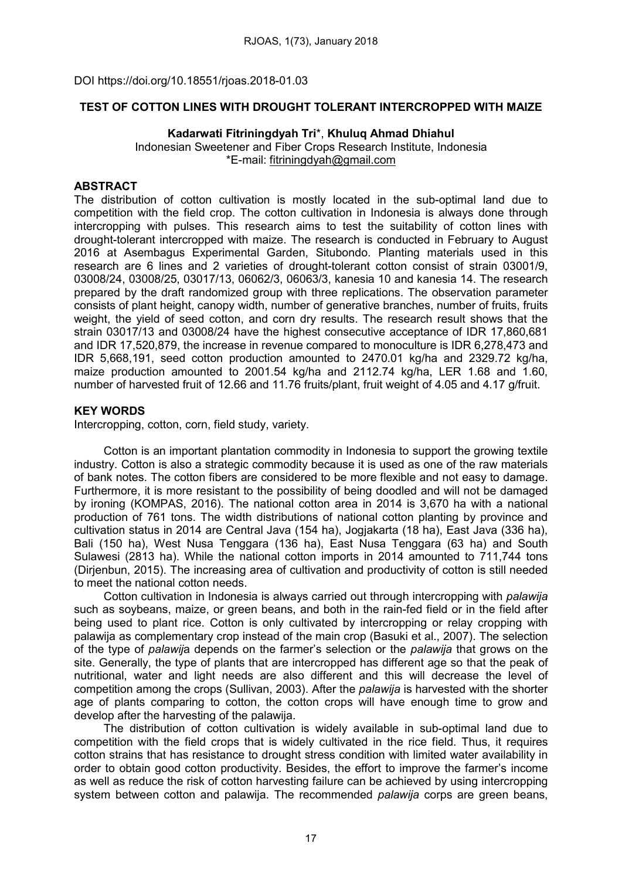DOI https://doi.org/10.18551/rjoas.2018-01.03

# TEST OF COTTON LINES WITH DROUGHT TOLERANT INTERCROPPED WITH MAIZE

**Kadarwati Fitriningdyah Tri**\*, **Khuluq Ahmad Dhiahul**
Indonesian Sweetener and Fiber Crops Research Institute, Indonesia
\*E-mail: fitriningdyah@gmail.com

## ABSTRACT

The distribution of cotton cultivation is mostly located in the sub-optimal land due to competition with the field crop. The cotton cultivation in Indonesia is always done through intercropping with pulses. This research aims to test the suitability of cotton lines with drought-tolerant intercropped with maize. The research is conducted in February to August 2016 at Asembagus Experimental Garden, Situbondo. Planting materials used in this research are 6 lines and 2 varieties of drought-tolerant cotton consist of strain 03001/9, 03008/24, 03008/25, 03017/13, 06062/3, 06063/3, kanesia 10 and kanesia 14. The research prepared by the draft randomized group with three replications. The observation parameter consists of plant height, canopy width, number of generative branches, number of fruits, fruits weight, the yield of seed cotton, and corn dry results. The research result shows that the strain 03017/13 and 03008/24 have the highest consecutive acceptance of IDR 17,860,681 and IDR 17,520,879, the increase in revenue compared to monoculture is IDR 6,278,473 and IDR 5,668,191, seed cotton production amounted to 2470.01 kg/ha and 2329.72 kg/ha, maize production amounted to 2001.54 kg/ha and 2112.74 kg/ha, LER 1.68 and 1.60, number of harvested fruit of 12.66 and 11.76 fruits/plant, fruit weight of 4.05 and 4.17 g/fruit.

## KEY WORDS

Intercropping, cotton, corn, field study, variety.

Cotton is an important plantation commodity in Indonesia to support the growing textile industry. Cotton is also a strategic commodity because it is used as one of the raw materials of bank notes. The cotton fibers are considered to be more flexible and not easy to damage. Furthermore, it is more resistant to the possibility of being doodled and will not be damaged by ironing (KOMPAS, 2016). The national cotton area in 2014 is 3,670 ha with a national production of 761 tons. The width distributions of national cotton planting by province and cultivation status in 2014 are Central Java (154 ha), Jogjakarta (18 ha), East Java (336 ha), Bali (150 ha), West Nusa Tenggara (136 ha), East Nusa Tenggara (63 ha) and South Sulawesi (2813 ha). While the national cotton imports in 2014 amounted to 711,744 tons (Dirjenbun, 2015). The increasing area of cultivation and productivity of cotton is still needed to meet the national cotton needs.

Cotton cultivation in Indonesia is always carried out through intercropping with *palawija* such as soybeans, maize, or green beans, and both in the rain-fed field or in the field after being used to plant rice. Cotton is only cultivated by intercropping or relay cropping with palawija as complementary crop instead of the main crop (Basuki et al., 2007). The selection of the type of *palawija* depends on the farmer's selection or the *palawija* that grows on the site. Generally, the type of plants that are intercropped has different age so that the peak of nutritional, water and light needs are also different and this will decrease the level of competition among the crops (Sullivan, 2003). After the *palawija* is harvested with the shorter age of plants comparing to cotton, the cotton crops will have enough time to grow and develop after the harvesting of the palawija.

The distribution of cotton cultivation is widely available in sub-optimal land due to competition with the field crops that is widely cultivated in the rice field. Thus, it requires cotton strains that has resistance to drought stress condition with limited water availability in order to obtain good cotton productivity. Besides, the effort to improve the farmer's income as well as reduce the risk of cotton harvesting failure can be achieved by using intercropping system between cotton and palawija. The recommended *palawija* corps are green beans,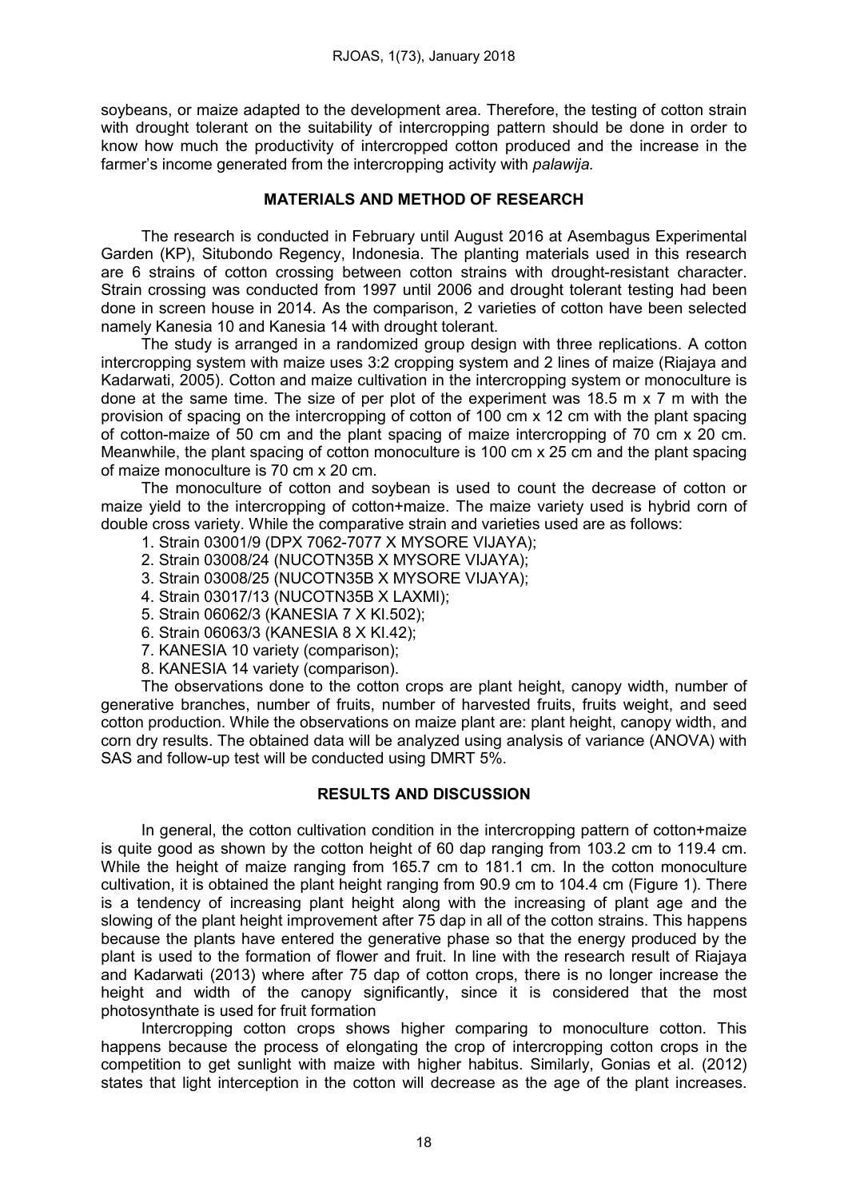soybeans, or maize adapted to the development area. Therefore, the testing of cotton strain with drought tolerant on the suitability of intercropping pattern should be done in order to know how much the productivity of intercropped cotton produced and the increase in the farmer's income generated from the intercropping activity with *palawija.*

## MATERIALS AND METHOD OF RESEARCH

The research is conducted in February until August 2016 at Asembagus Experimental Garden (KP), Situbondo Regency, Indonesia. The planting materials used in this research are 6 strains of cotton crossing between cotton strains with drought-resistant character. Strain crossing was conducted from 1997 until 2006 and drought tolerant testing had been done in screen house in 2014. As the comparison, 2 varieties of cotton have been selected namely Kanesia 10 and Kanesia 14 with drought tolerant.

The study is arranged in a randomized group design with three replications. A cotton intercropping system with maize uses 3:2 cropping system and 2 lines of maize (Riajaya and Kadarwati, 2005). Cotton and maize cultivation in the intercropping system or monoculture is done at the same time. The size of per plot of the experiment was 18.5 m x 7 m with the provision of spacing on the intercropping of cotton of 100 cm x 12 cm with the plant spacing of cotton-maize of 50 cm and the plant spacing of maize intercropping of 70 cm x 20 cm. Meanwhile, the plant spacing of cotton monoculture is 100 cm x 25 cm and the plant spacing of maize monoculture is 70 cm x 20 cm.

The monoculture of cotton and soybean is used to count the decrease of cotton or maize yield to the intercropping of cotton+maize. The maize variety used is hybrid corn of double cross variety. While the comparative strain and varieties used are as follows:

1. Strain 03001/9 (DPX 7062-7077 X MYSORE VIJAYA);
2. Strain 03008/24 (NUCOTN35B X MYSORE VIJAYA);
3. Strain 03008/25 (NUCOTN35B X MYSORE VIJAYA);
4. Strain 03017/13 (NUCOTN35B X LAXMI);
5. Strain 06062/3 (KANESIA 7 X KI.502);
6. Strain 06063/3 (KANESIA 8 X KI.42);
7. KANESIA 10 variety (comparison);
8. KANESIA 14 variety (comparison).

The observations done to the cotton crops are plant height, canopy width, number of generative branches, number of fruits, number of harvested fruits, fruits weight, and seed cotton production. While the observations on maize plant are: plant height, canopy width, and corn dry results. The obtained data will be analyzed using analysis of variance (ANOVA) with SAS and follow-up test will be conducted using DMRT 5%.

## RESULTS AND DISCUSSION

In general, the cotton cultivation condition in the intercropping pattern of cotton+maize is quite good as shown by the cotton height of 60 dap ranging from 103.2 cm to 119.4 cm. While the height of maize ranging from 165.7 cm to 181.1 cm. In the cotton monoculture cultivation, it is obtained the plant height ranging from 90.9 cm to 104.4 cm (Figure 1). There is a tendency of increasing plant height along with the increasing of plant age and the slowing of the plant height improvement after 75 dap in all of the cotton strains. This happens because the plants have entered the generative phase so that the energy produced by the plant is used to the formation of flower and fruit. In line with the research result of Riajaya and Kadarwati (2013) where after 75 dap of cotton crops, there is no longer increase the height and width of the canopy significantly, since it is considered that the most photosynthate is used for fruit formation

Intercropping cotton crops shows higher comparing to monoculture cotton. This happens because the process of elongating the crop of intercropping cotton crops in the competition to get sunlight with maize with higher habitus. Similarly, Gonias et al. (2012) states that light interception in the cotton will decrease as the age of the plant increases.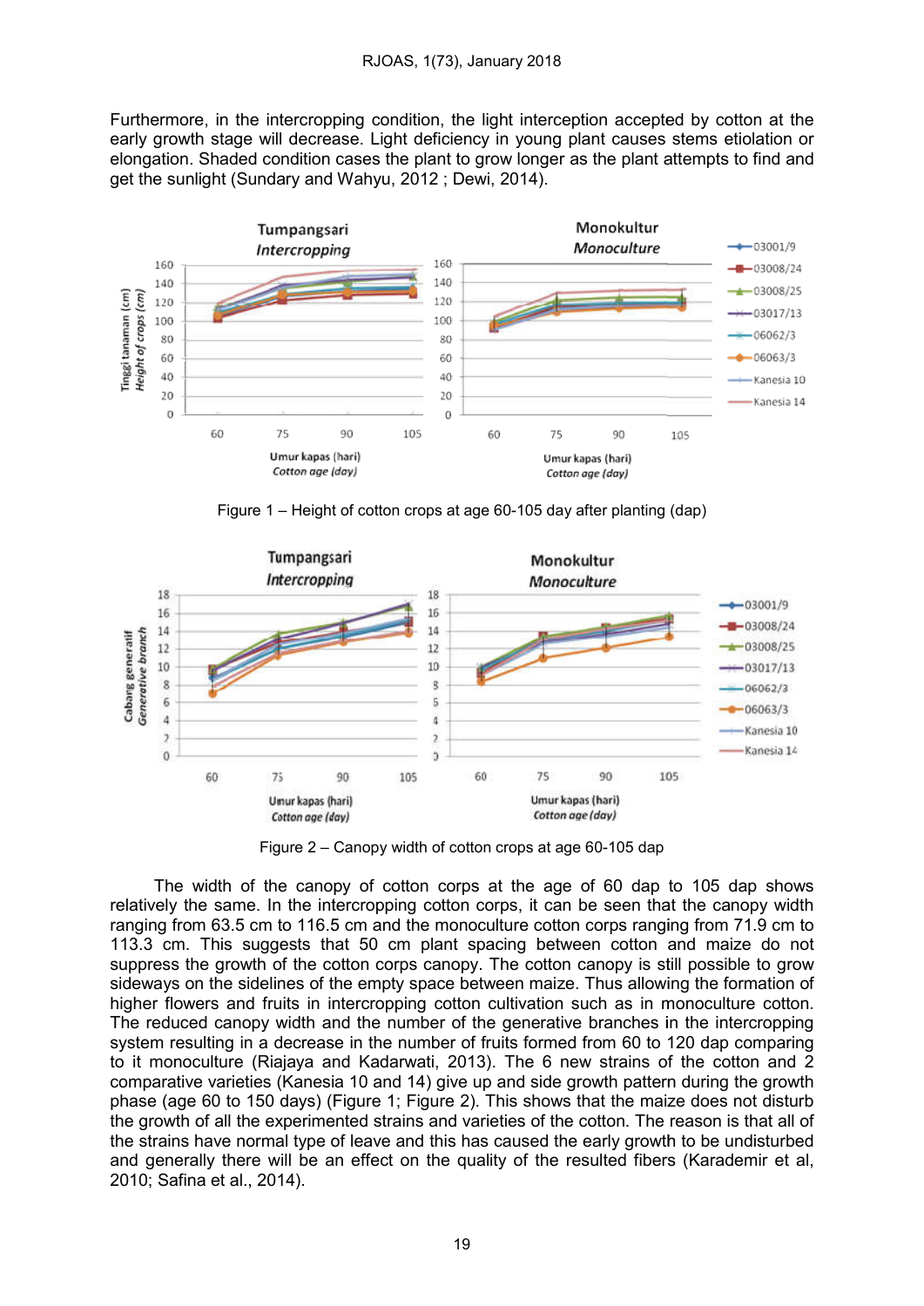Furthermore, in the intercropping condition, the light interception accepted by cotton at the early growth stage will decrease. Light deficiency in young plant causes stems etiolation or elongation. Shaded condition cases the plant to grow longer as the plant attempts to find and get the sunlight (Sundary and Wahyu, 2012 ; Dewi, 2014).

Tumpangsari
Intercropping

Monokultur
Monoculture

Tinggi tanaman (cm)
Height of crops (cm)

160
140
120
100
80
60
40
20
0

60 75 90 105

Umur kapas (hari)
Cotton age (day)

03001/9
03008/24
03008/25
03017/13
06062/3
06063/3
Kanesia 10
Kanesia 14

Figure 1 – Height of cotton crops at age 60-105 day after planting (dap)

Tumpangsari
Intercropping

Monokultur
Monoculture

Cabang generatif
Generative branch

18
16
14
12
10
8
6
4
2
0

60 75 90 105

Umur kapas (hari)
Cotton age (day)

03001/9
03008/24
03008/25
03017/13
06062/3
06063/3
Kanesia 10
Kanesia 14

Figure 2 – Canopy width of cotton crops at age 60-105 dap

The width of the canopy of cotton corps at the age of 60 dap to 105 dap shows relatively the same. In the intercropping cotton corps, it can be seen that the canopy width ranging from 63.5 cm to 116.5 cm and the monoculture cotton corps ranging from 71.9 cm to 113.3 cm. This suggests that 50 cm plant spacing between cotton and maize do not suppress the growth of the cotton corps canopy. The cotton canopy is still possible to grow sideways on the sidelines of the empty space between maize. Thus allowing the formation of higher flowers and fruits in intercropping cotton cultivation such as in monoculture cotton. The reduced canopy width and the number of the generative branches in the intercropping system resulting in a decrease in the number of fruits formed from 60 to 120 dap comparing to it monoculture (Riajaya and Kadarwati, 2013). The 6 new strains of the cotton and 2 comparative varieties (Kanesia 10 and 14) give up and side growth pattern during the growth phase (age 60 to 150 days) (Figure 1; Figure 2). This shows that the maize does not disturb the growth of all the experimented strains and varieties of the cotton. The reason is that all of the strains have normal type of leave and this has caused the early growth to be undisturbed and generally there will be an effect on the quality of the resulted fibers (Karademir et al, 2010; Safina et al., 2014).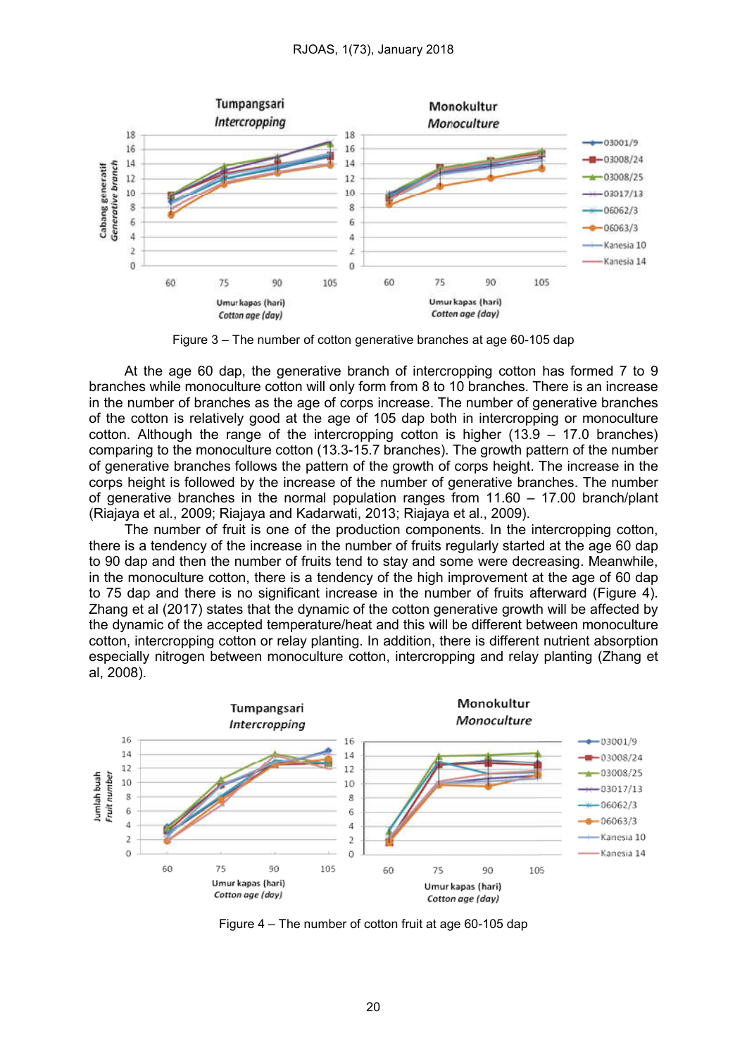Tumpangsari
*Intercropping*

Monokultur
*Monoculture*

Cabang generatif
*Generative branch*

18
16
14
12
10
8
6
4
2
0

60 75 90 105

Umur kapas (hari)
*Cotton age (day)*

03001/9
03008/24
03008/25
03017/13
06062/3
06063/3
Kanesia 10
Kanesia 14

Figure 3 – The number of cotton generative branches at age 60-105 dap

At the age 60 dap, the generative branch of intercropping cotton has formed 7 to 9 branches while monoculture cotton will only form from 8 to 10 branches. There is an increase in the number of branches as the age of corps increase. The number of generative branches of the cotton is relatively good at the age of 105 dap both in intercropping or monoculture cotton. Although the range of the intercropping cotton is higher (13.9 – 17.0 branches) comparing to the monoculture cotton (13.3-15.7 branches). The growth pattern of the number of generative branches follows the pattern of the growth of corps height. The increase in the corps height is followed by the increase of the number of generative branches. The number of generative branches in the normal population ranges from 11.60 – 17.00 branch/plant (Riajaya et al., 2009; Riajaya and Kadarwati, 2013; Riajaya et al., 2009).

The number of fruit is one of the production components. In the intercropping cotton, there is a tendency of the increase in the number of fruits regularly started at the age 60 dap to 90 dap and then the number of fruits tend to stay and some were decreasing. Meanwhile, in the monoculture cotton, there is a tendency of the high improvement at the age of 60 dap to 75 dap and there is no significant increase in the number of fruits afterward (Figure 4). Zhang et al (2017) states that the dynamic of the cotton generative growth will be affected by the dynamic of the accepted temperature/heat and this will be different between monoculture cotton, intercropping cotton or relay planting. In addition, there is different nutrient absorption especially nitrogen between monoculture cotton, intercropping and relay planting (Zhang et al, 2008).

Tumpangsari
*Intercropping*

Monokultur
*Monoculture*

Jumlah buah
*Fruit number*

16
14
12
10
8
6
4
2
0

60 75 90 105

Umur kapas (hari)
*Cotton age (day)*

03001/9
03008/24
03008/25
03017/13
06062/3
06063/3
Kanesia 10
Kanesia 14

Figure 4 – The number of cotton fruit at age 60-105 dap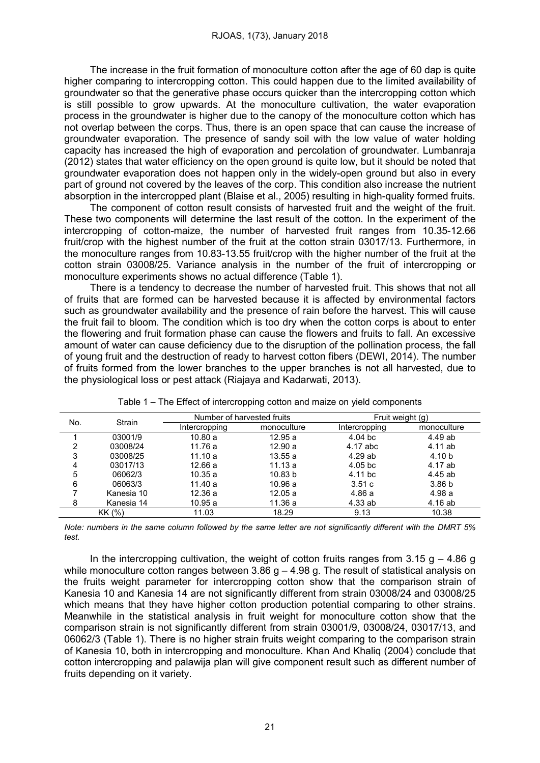The increase in the fruit formation of monoculture cotton after the age of 60 dap is quite higher comparing to intercropping cotton. This could happen due to the limited availability of groundwater so that the generative phase occurs quicker than the intercropping cotton which is still possible to grow upwards. At the monoculture cultivation, the water evaporation process in the groundwater is higher due to the canopy of the monoculture cotton which has not overlap between the corps. Thus, there is an open space that can cause the increase of groundwater evaporation. The presence of sandy soil with the low value of water holding capacity has increased the high of evaporation and percolation of groundwater. Lumbanraja (2012) states that water efficiency on the open ground is quite low, but it should be noted that groundwater evaporation does not happen only in the widely-open ground but also in every part of ground not covered by the leaves of the corp. This condition also increase the nutrient absorption in the intercropped plant (Blaise et al., 2005) resulting in high-quality formed fruits.

The component of cotton result consists of harvested fruit and the weight of the fruit. These two components will determine the last result of the cotton. In the experiment of the intercropping of cotton-maize, the number of harvested fruit ranges from 10.35-12.66 fruit/crop with the highest number of the fruit at the cotton strain 03017/13. Furthermore, in the monoculture ranges from 10.83-13.55 fruit/crop with the higher number of the fruit at the cotton strain 03008/25. Variance analysis in the number of the fruit of intercropping or monoculture experiments shows no actual difference (Table 1).

There is a tendency to decrease the number of harvested fruit. This shows that not all of fruits that are formed can be harvested because it is affected by environmental factors such as groundwater availability and the presence of rain before the harvest. This will cause the fruit fail to bloom. The condition which is too dry when the cotton corps is about to enter the flowering and fruit formation phase can cause the flowers and fruits to fall. An excessive amount of water can cause deficiency due to the disruption of the pollination process, the fall of young fruit and the destruction of ready to harvest cotton fibers (DEWI, 2014). The number of fruits formed from the lower branches to the upper branches is not all harvested, due to the physiological loss or pest attack (Riajaya and Kadarwati, 2013).

Table 1 – The Effect of intercropping cotton and maize on yield components

| No. | Strain | Number of harvested fruits | | Fruit weight (g) | |
|---|---|---|---|---|---|
| | | Intercropping | monoculture | Intercropping | monoculture |
| 1 | 03001/9 | 10.80 a | 12.95 a | 4.04 bc | 4.49 ab |
| 2 | 03008/24 | 11.76 a | 12.90 a | 4.17 abc | 4.11 ab |
| 3 | 03008/25 | 11.10 a | 13.55 a | 4.29 ab | 4.10 b |
| 4 | 03017/13 | 12.66 a | 11.13 a | 4.05 bc | 4.17 ab |
| 5 | 06062/3 | 10.35 a | 10.83 b | 4.11 bc | 4.45 ab |
| 6 | 06063/3 | 11.40 a | 10.96 a | 3.51 c | 3.86 b |
| 7 | Kanesia 10 | 12.36 a | 12.05 a | 4.86 a | 4.98 a |
| 8 | Kanesia 14 | 10.95 a | 11.36 a | 4.33 ab | 4.16 ab |
| KK (%) | | 11.03 | 18.29 | 9.13 | 10.38 |

*Note: numbers in the same column followed by the same letter are not significantly different with the DMRT 5% test.*

In the intercropping cultivation, the weight of cotton fruits ranges from 3.15 g – 4.86 g while monoculture cotton ranges between 3.86 g – 4.98 g. The result of statistical analysis on the fruits weight parameter for intercropping cotton show that the comparison strain of Kanesia 10 and Kanesia 14 are not significantly different from strain 03008/24 and 03008/25 which means that they have higher cotton production potential comparing to other strains. Meanwhile in the statistical analysis in fruit weight for monoculture cotton show that the comparison strain is not significantly different from strain 03001/9, 03008/24, 03017/13, and 06062/3 (Table 1). There is no higher strain fruits weight comparing to the comparison strain of Kanesia 10, both in intercropping and monoculture. Khan And Khaliq (2004) conclude that cotton intercropping and palawija plan will give component result such as different number of fruits depending on it variety.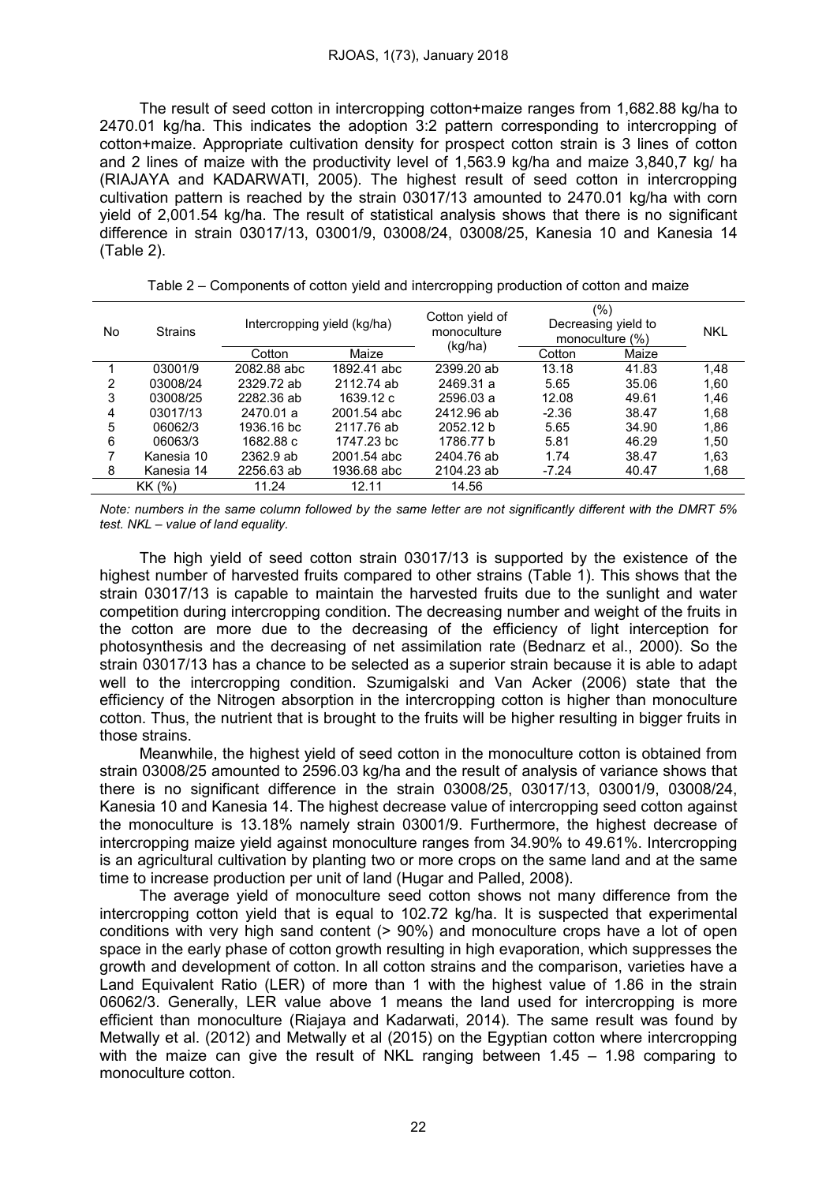The result of seed cotton in intercropping cotton+maize ranges from 1,682.88 kg/ha to 2470.01 kg/ha. This indicates the adoption 3:2 pattern corresponding to intercropping of cotton+maize. Appropriate cultivation density for prospect cotton strain is 3 lines of cotton and 2 lines of maize with the productivity level of 1,563.9 kg/ha and maize 3,840,7 kg/ ha (RIAJAYA and KADARWATI, 2005). The highest result of seed cotton in intercropping cultivation pattern is reached by the strain 03017/13 amounted to 2470.01 kg/ha with corn yield of 2,001.54 kg/ha. The result of statistical analysis shows that there is no significant difference in strain 03017/13, 03001/9, 03008/24, 03008/25, Kanesia 10 and Kanesia 14 (Table 2).

Table 2 – Components of cotton yield and intercropping production of cotton and maize

| No | Strains | Intercropping yield (kg/ha) | | Cotton yield of monoculture (kg/ha) | (%) Decreasing yield to monoculture (%) | | NKL |
|---|---|---|---|---|---|---|---|
| | | Cotton | Maize | | Cotton | Maize | |
| 1 | 03001/9 | 2082.88 abc | 1892.41 abc | 2399.20 ab | 13.18 | 41.83 | 1,48 |
| 2 | 03008/24 | 2329.72 ab | 2112.74 ab | 2469.31 a | 5.65 | 35.06 | 1,60 |
| 3 | 03008/25 | 2282.36 ab | 1639.12 c | 2596.03 a | 12.08 | 49.61 | 1,46 |
| 4 | 03017/13 | 2470.01 a | 2001.54 abc | 2412.96 ab | -2.36 | 38.47 | 1,68 |
| 5 | 06062/3 | 1936.16 bc | 2117.76 ab | 2052.12 b | 5.65 | 34.90 | 1,86 |
| 6 | 06063/3 | 1682.88 c | 1747.23 bc | 1786.77 b | 5.81 | 46.29 | 1,50 |
| 7 | Kanesia 10 | 2362.9 ab | 2001.54 abc | 2404.76 ab | 1.74 | 38.47 | 1,63 |
| 8 | Kanesia 14 | 2256.63 ab | 1936.68 abc | 2104.23 ab | -7.24 | 40.47 | 1,68 |
| KK (%) | | 11.24 | 12.11 | 14.56 | | | |

*Note: numbers in the same column followed by the same letter are not significantly different with the DMRT 5% test. NKL – value of land equality.*

The high yield of seed cotton strain 03017/13 is supported by the existence of the highest number of harvested fruits compared to other strains (Table 1). This shows that the strain 03017/13 is capable to maintain the harvested fruits due to the sunlight and water competition during intercropping condition. The decreasing number and weight of the fruits in the cotton are more due to the decreasing of the efficiency of light interception for photosynthesis and the decreasing of net assimilation rate (Bednarz et al., 2000). So the strain 03017/13 has a chance to be selected as a superior strain because it is able to adapt well to the intercropping condition. Szumigalski and Van Acker (2006) state that the efficiency of the Nitrogen absorption in the intercropping cotton is higher than monoculture cotton. Thus, the nutrient that is brought to the fruits will be higher resulting in bigger fruits in those strains.

Meanwhile, the highest yield of seed cotton in the monoculture cotton is obtained from strain 03008/25 amounted to 2596.03 kg/ha and the result of analysis of variance shows that there is no significant difference in the strain 03008/25, 03017/13, 03001/9, 03008/24, Kanesia 10 and Kanesia 14. The highest decrease value of intercropping seed cotton against the monoculture is 13.18% namely strain 03001/9. Furthermore, the highest decrease of intercropping maize yield against monoculture ranges from 34.90% to 49.61%. Intercropping is an agricultural cultivation by planting two or more crops on the same land and at the same time to increase production per unit of land (Hugar and Palled, 2008).

The average yield of monoculture seed cotton shows not many difference from the intercropping cotton yield that is equal to 102.72 kg/ha. It is suspected that experimental conditions with very high sand content (> 90%) and monoculture crops have a lot of open space in the early phase of cotton growth resulting in high evaporation, which suppresses the growth and development of cotton. In all cotton strains and the comparison, varieties have a Land Equivalent Ratio (LER) of more than 1 with the highest value of 1.86 in the strain 06062/3. Generally, LER value above 1 means the land used for intercropping is more efficient than monoculture (Riajaya and Kadarwati, 2014). The same result was found by Metwally et al. (2012) and Metwally et al (2015) on the Egyptian cotton where intercropping with the maize can give the result of NKL ranging between 1.45 – 1.98 comparing to monoculture cotton.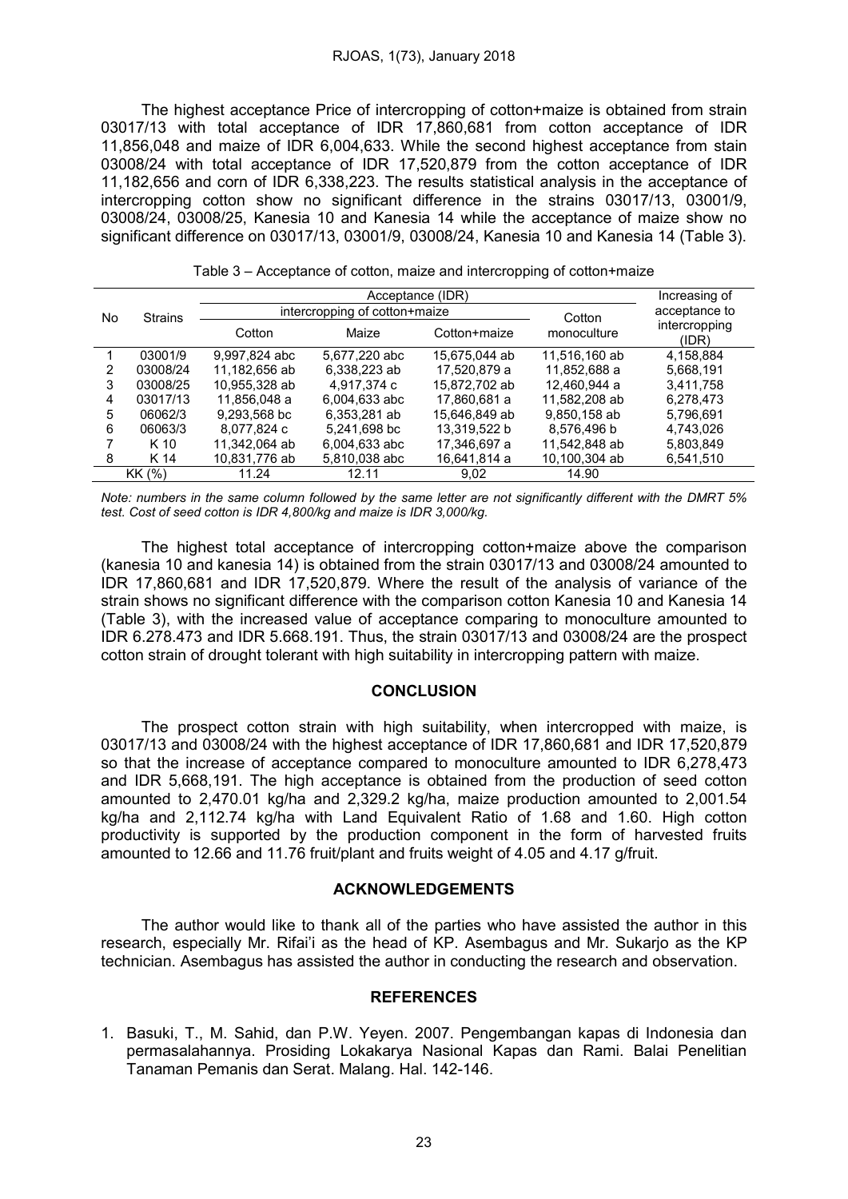The highest acceptance Price of intercropping of cotton+maize is obtained from strain 03017/13 with total acceptance of IDR 17,860,681 from cotton acceptance of IDR 11,856,048 and maize of IDR 6,004,633. While the second highest acceptance from stain 03008/24 with total acceptance of IDR 17,520,879 from the cotton acceptance of IDR 11,182,656 and corn of IDR 6,338,223. The results statistical analysis in the acceptance of intercropping cotton show no significant difference in the strains 03017/13, 03001/9, 03008/24, 03008/25, Kanesia 10 and Kanesia 14 while the acceptance of maize show no significant difference on 03017/13, 03001/9, 03008/24, Kanesia 10 and Kanesia 14 (Table 3).

Table 3 – Acceptance of cotton, maize and intercropping of cotton+maize

| No | Strains | Acceptance (IDR) | | | | Increasing of acceptance to intercropping (IDR) |
|---|---|---|---|---|---|---|
| | | intercropping of cotton+maize | | | Cotton monoculture | |
| | | Cotton | Maize | Cotton+maize | | |
| 1 | 03001/9 | 9,997,824 abc | 5,677,220 abc | 15,675,044 ab | 11,516,160 ab | 4,158,884 |
| 2 | 03008/24 | 11,182,656 ab | 6,338,223 ab | 17,520,879 a | 11,852,688 a | 5,668,191 |
| 3 | 03008/25 | 10,955,328 ab | 4,917,374 c | 15,872,702 ab | 12,460,944 a | 3,411,758 |
| 4 | 03017/13 | 11,856,048 a | 6,004,633 abc | 17,860,681 a | 11,582,208 ab | 6,278,473 |
| 5 | 06062/3 | 9,293,568 bc | 6,353,281 ab | 15,646,849 ab | 9,850,158 ab | 5,796,691 |
| 6 | 06063/3 | 8,077,824 c | 5,241,698 bc | 13,319,522 b | 8,576,496 b | 4,743,026 |
| 7 | K 10 | 11,342,064 ab | 6,004,633 abc | 17,346,697 a | 11,542,848 ab | 5,803,849 |
| 8 | K 14 | 10,831,776 ab | 5,810,038 abc | 16,641,814 a | 10,100,304 ab | 6,541,510 |
| KK (%) | | 11.24 | 12.11 | 9,02 | 14.90 | |

*Note: numbers in the same column followed by the same letter are not significantly different with the DMRT 5% test. Cost of seed cotton is IDR 4,800/kg and maize is IDR 3,000/kg.*

The highest total acceptance of intercropping cotton+maize above the comparison (kanesia 10 and kanesia 14) is obtained from the strain 03017/13 and 03008/24 amounted to IDR 17,860,681 and IDR 17,520,879. Where the result of the analysis of variance of the strain shows no significant difference with the comparison cotton Kanesia 10 and Kanesia 14 (Table 3), with the increased value of acceptance comparing to monoculture amounted to IDR 6.278.473 and IDR 5.668.191. Thus, the strain 03017/13 and 03008/24 are the prospect cotton strain of drought tolerant with high suitability in intercropping pattern with maize.

## CONCLUSION

The prospect cotton strain with high suitability, when intercropped with maize, is 03017/13 and 03008/24 with the highest acceptance of IDR 17,860,681 and IDR 17,520,879 so that the increase of acceptance compared to monoculture amounted to IDR 6,278,473 and IDR 5,668,191. The high acceptance is obtained from the production of seed cotton amounted to 2,470.01 kg/ha and 2,329.2 kg/ha, maize production amounted to 2,001.54 kg/ha and 2,112.74 kg/ha with Land Equivalent Ratio of 1.68 and 1.60. High cotton productivity is supported by the production component in the form of harvested fruits amounted to 12.66 and 11.76 fruit/plant and fruits weight of 4.05 and 4.17 g/fruit.

## ACKNOWLEDGEMENTS

The author would like to thank all of the parties who have assisted the author in this research, especially Mr. Rifai'i as the head of KP. Asembagus and Mr. Sukarjo as the KP technician. Asembagus has assisted the author in conducting the research and observation.

## REFERENCES

1. Basuki, T., M. Sahid, dan P.W. Yeyen. 2007. Pengembangan kapas di Indonesia dan permasalahannya. Prosiding Lokakarya Nasional Kapas dan Rami. Balai Penelitian Tanaman Pemanis dan Serat. Malang. Hal. 142-146.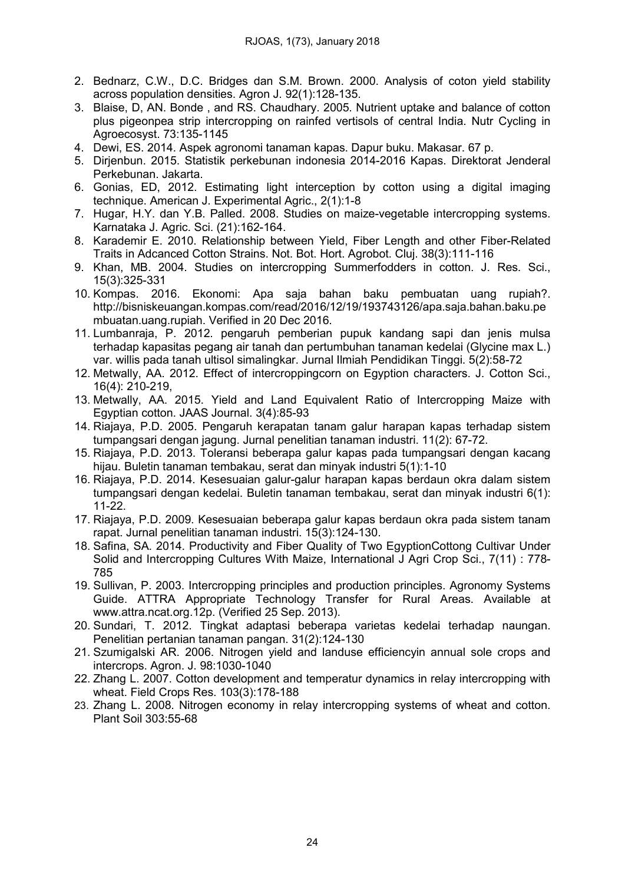2. Bednarz, C.W., D.C. Bridges dan S.M. Brown. 2000. Analysis of coton yield stability across population densities. Agron J. 92(1):128-135.
3. Blaise, D, AN. Bonde , and RS. Chaudhary. 2005. Nutrient uptake and balance of cotton plus pigeonpea strip intercropping on rainfed vertisols of central India. Nutr Cycling in Agroecosyst. 73:135-1145
4. Dewi, ES. 2014. Aspek agronomi tanaman kapas. Dapur buku. Makasar. 67 p.
5. Dirjenbun. 2015. Statistik perkebunan indonesia 2014-2016 Kapas. Direktorat Jenderal Perkebunan. Jakarta.
6. Gonias, ED, 2012. Estimating light interception by cotton using a digital imaging technique. American J. Experimental Agric., 2(1):1-8
7. Hugar, H.Y. dan Y.B. Palled. 2008. Studies on maize-vegetable intercropping systems. Karnataka J. Agric. Sci. (21):162-164.
8. Karademir E. 2010. Relationship between Yield, Fiber Length and other Fiber-Related Traits in Adcanced Cotton Strains. Not. Bot. Hort. Agrobot. Cluj. 38(3):111-116
9. Khan, MB. 2004. Studies on intercropping Summerfodders in cotton. J. Res. Sci., 15(3):325-331
10. Kompas. 2016. Ekonomi: Apa saja bahan baku pembuatan uang rupiah?. http://bisniskeuangan.kompas.com/read/2016/12/19/193743126/apa.saja.bahan.baku.pembuatan.uang.rupiah. Verified in 20 Dec 2016.
11. Lumbanraja, P. 2012. pengaruh pemberian pupuk kandang sapi dan jenis mulsa terhadap kapasitas pegang air tanah dan pertumbuhan tanaman kedelai (Glycine max L.) var. willis pada tanah ultisol simalingkar. Jurnal Ilmiah Pendidikan Tinggi. 5(2):58-72
12. Metwally, AA. 2012. Effect of intercroppingcorn on Egyption characters. J. Cotton Sci., 16(4): 210-219,
13. Metwally, AA. 2015. Yield and Land Equivalent Ratio of Intercropping Maize with Egyptian cotton. JAAS Journal. 3(4):85-93
14. Riajaya, P.D. 2005. Pengaruh kerapatan tanam galur harapan kapas terhadap sistem tumpangsari dengan jagung. Jurnal penelitian tanaman industri. 11(2): 67-72.
15. Riajaya, P.D. 2013. Toleransi beberapa galur kapas pada tumpangsari dengan kacang hijau. Buletin tanaman tembakau, serat dan minyak industri 5(1):1-10
16. Riajaya, P.D. 2014. Kesesuaian galur-galur harapan kapas berdaun okra dalam sistem tumpangsari dengan kedelai. Buletin tanaman tembakau, serat dan minyak industri 6(1): 11-22.
17. Riajaya, P.D. 2009. Kesesuaian beberapa galur kapas berdaun okra pada sistem tanam rapat. Jurnal penelitian tanaman industri. 15(3):124-130.
18. Safina, SA. 2014. Productivity and Fiber Quality of Two EgyptionCottong Cultivar Under Solid and Intercropping Cultures With Maize, International J Agri Crop Sci., 7(11) : 778-785
19. Sullivan, P. 2003. Intercropping principles and production principles. Agronomy Systems Guide. ATTRA Appropriate Technology Transfer for Rural Areas. Available at www.attra.ncat.org.12p. (Verified 25 Sep. 2013).
20. Sundari, T. 2012. Tingkat adaptasi beberapa varietas kedelai terhadap naungan. Penelitian pertanian tanaman pangan. 31(2):124-130
21. Szumigalski AR. 2006. Nitrogen yield and landuse efficiencyin annual sole crops and intercrops. Agron. J. 98:1030-1040
22. Zhang L. 2007. Cotton development and temperatur dynamics in relay intercropping with wheat. Field Crops Res. 103(3):178-188
23. Zhang L. 2008. Nitrogen economy in relay intercropping systems of wheat and cotton. Plant Soil 303:55-68